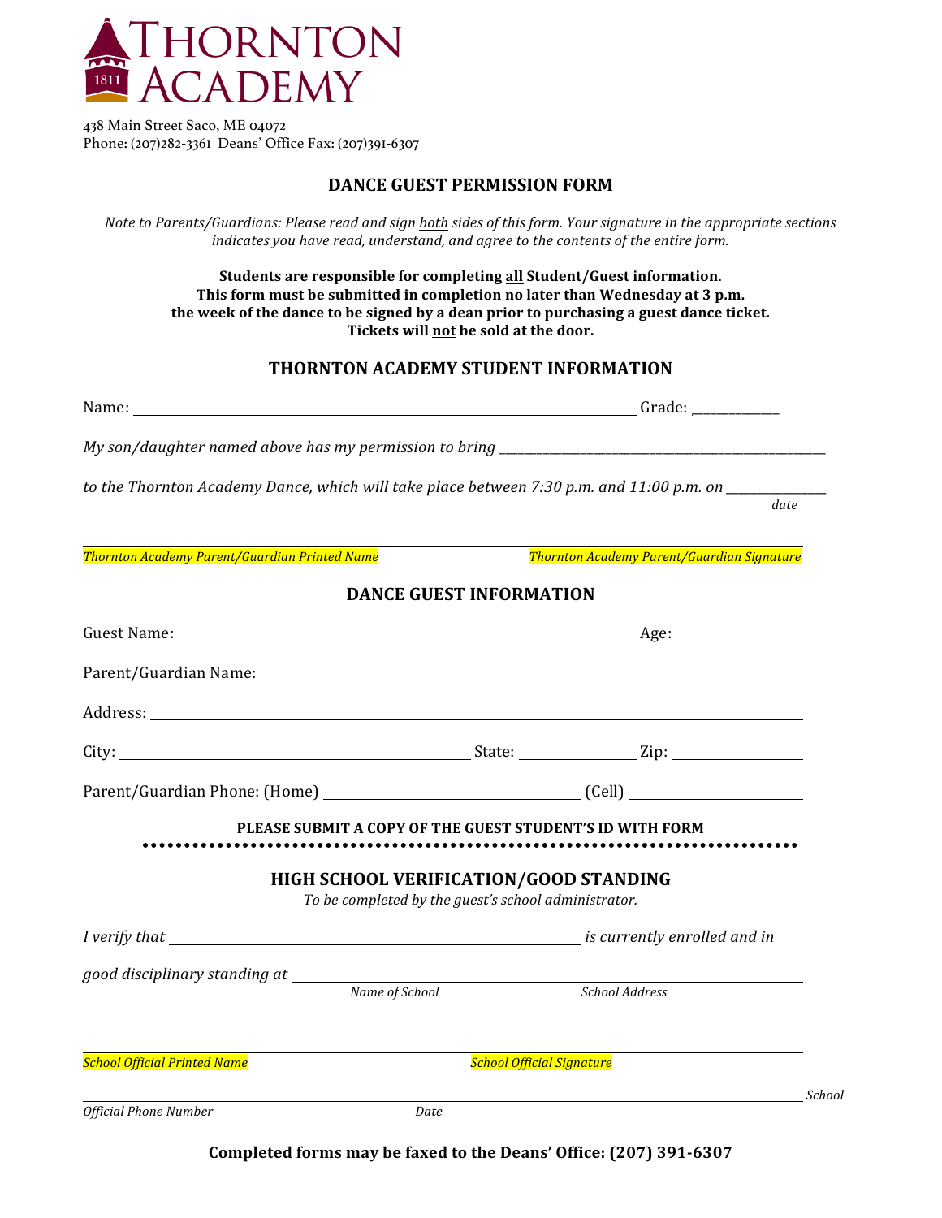# THORNTON ACADEMY

438 Main Street Saco, ME 04072
Phone: (207)282-3361 Deans' Office Fax: (207)391-6307

## DANCE GUEST PERMISSION FORM

*Note to Parents/Guardians: Please read and sign both sides of this form. Your signature in the appropriate sections indicates you have read, understand, and agree to the contents of the entire form.*

**Students are responsible for completing all Student/Guest information.**
**This form must be submitted in completion no later than Wednesday at 3 p.m. the week of the dance to be signed by a dean prior to purchasing a guest dance ticket.**
**Tickets will not be sold at the door.**

## THORNTON ACADEMY STUDENT INFORMATION

Name: ______________________________ Grade: ____________

*My son/daughter named above has my permission to bring* ______________________________

*to the Thornton Academy Dance, which will take place between 7:30 p.m. and 11:00 p.m. on* ____________
*date*

______________________________ ______________________________
*Thornton Academy Parent/Guardian Printed Name* *Thornton Academy Parent/Guardian Signature*

## DANCE GUEST INFORMATION

Guest Name: ______________________________ Age: ____________

Parent/Guardian Name: ______________________________

Address: ______________________________

City: ____________________ State: ____________ Zip: ____________

Parent/Guardian Phone: (Home) ____________________ (Cell) ____________________

**PLEASE SUBMIT A COPY OF THE GUEST STUDENT'S ID WITH FORM**

## HIGH SCHOOL VERIFICATION/GOOD STANDING

*To be completed by the guest's school administrator.*

*I verify that* ______________________________ *is currently enrolled and in*

*good disciplinary standing at* ______________________________
*Name of School* *School Address*

______________________________ ______________________________
*School Official Printed Name* *School Official Signature*

______________________________ ______________________________
*Official Phone Number* *Date* *School*

**Completed forms may be faxed to the Deans' Office: (207) 391-6307**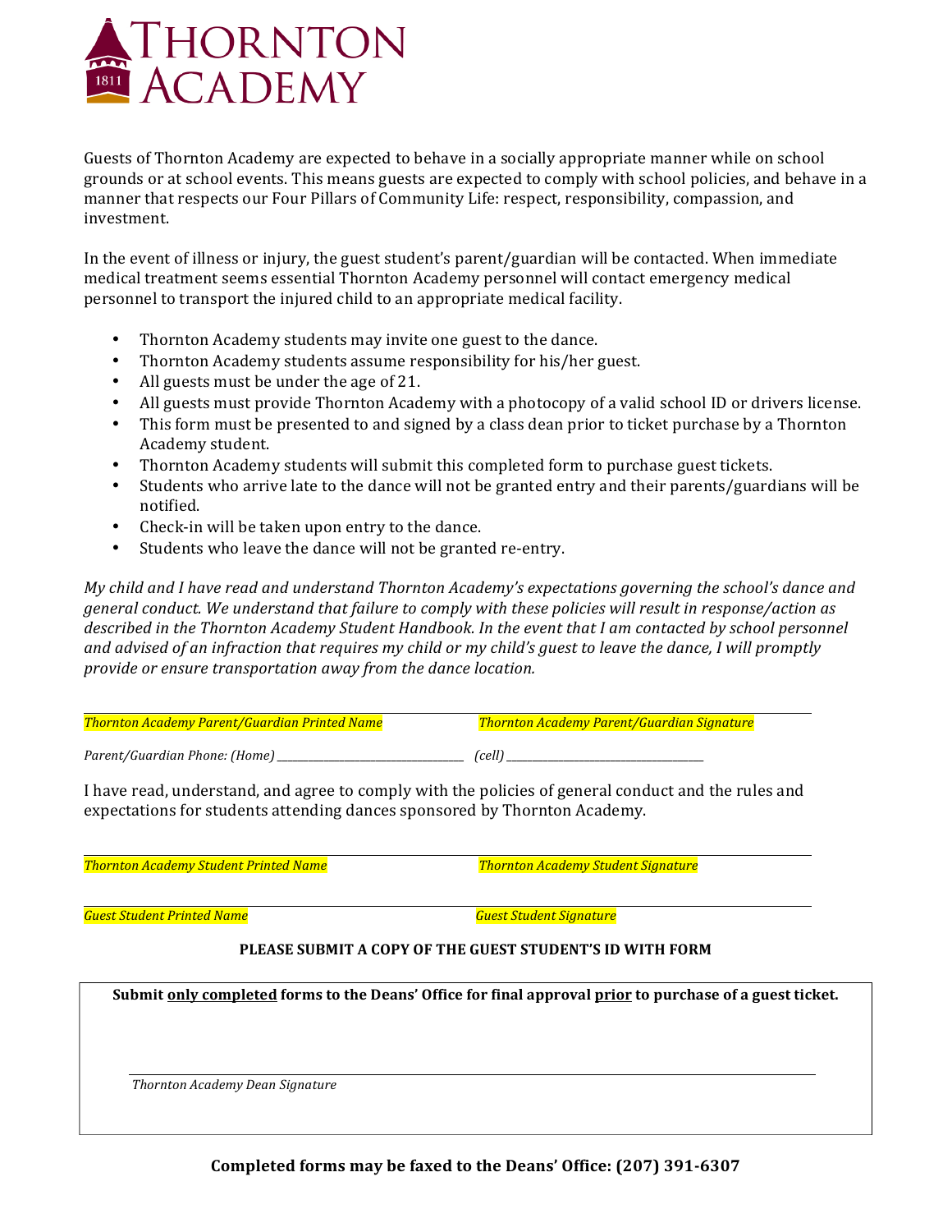# Thornton Academy

Guests of Thornton Academy are expected to behave in a socially appropriate manner while on school grounds or at school events. This means guests are expected to comply with school policies, and behave in a manner that respects our Four Pillars of Community Life: respect, responsibility, compassion, and investment.

In the event of illness or injury, the guest student's parent/guardian will be contacted. When immediate medical treatment seems essential Thornton Academy personnel will contact emergency medical personnel to transport the injured child to an appropriate medical facility.

- Thornton Academy students may invite one guest to the dance.
- Thornton Academy students assume responsibility for his/her guest.
- All guests must be under the age of 21.
- All guests must provide Thornton Academy with a photocopy of a valid school ID or drivers license.
- This form must be presented to and signed by a class dean prior to ticket purchase by a Thornton Academy student.
- Thornton Academy students will submit this completed form to purchase guest tickets.
- Students who arrive late to the dance will not be granted entry and their parents/guardians will be notified.
- Check-in will be taken upon entry to the dance.
- Students who leave the dance will not be granted re-entry.

*My child and I have read and understand Thornton Academy's expectations governing the school's dance and general conduct. We understand that failure to comply with these policies will result in response/action as described in the Thornton Academy Student Handbook. In the event that I am contacted by school personnel and advised of an infraction that requires my child or my child's guest to leave the dance, I will promptly provide or ensure transportation away from the dance location.*

___________________________________________ ___________________________________________

*Thornton Academy Parent/Guardian Printed Name* *Thornton Academy Parent/Guardian Signature*

*Parent/Guardian Phone: (Home)* ______________________________ *(cell)* ______________________________

I have read, understand, and agree to comply with the policies of general conduct and the rules and expectations for students attending dances sponsored by Thornton Academy.

___________________________________________ ___________________________________________

*Thornton Academy Student Printed Name* *Thornton Academy Student Signature*

___________________________________________ ___________________________________________

*Guest Student Printed Name* *Guest Student Signature*

**PLEASE SUBMIT A COPY OF THE GUEST STUDENT'S ID WITH FORM**

**Submit <u>only completed</u> forms to the Deans' Office for final approval <u>prior</u> to purchase of a guest ticket.**

___________________________________________

*Thornton Academy Dean Signature*

**Completed forms may be faxed to the Deans' Office: (207) 391-6307**